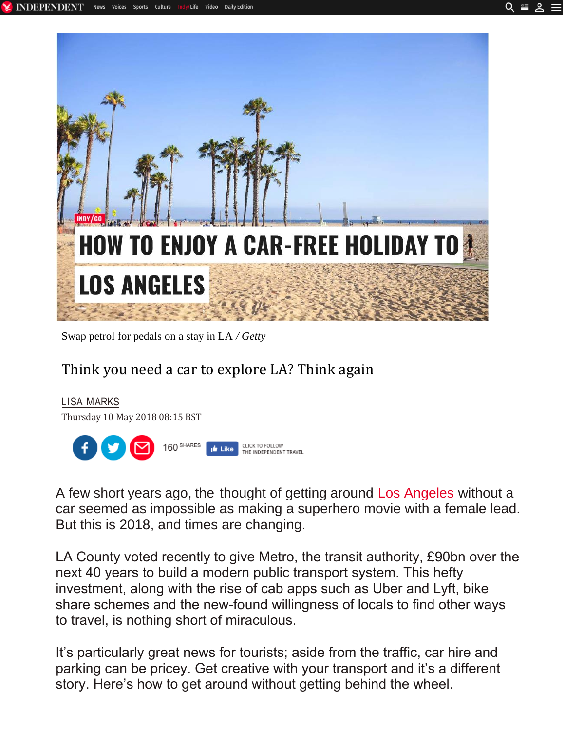INDY/GO

# HOW TO ENJOY A CAR-FREE HOLIDAY TO LOS ANGELES

Swap petrol for pedals on a stay in LA / *Getty*

Think you need a car to explore LA? Think again

LISA MARKS

Thursday 10 May 2018 08:15 BST

160 SHARES

A few short years ago, the thought of getting around Los Angeles without a car seemed as impossible as making a superhero movie with a female lead. But this is 2018, and times are changing.

LA County voted recently to give Metro, the transit authority, £90bn over the next 40 years to build a modern public transport system. This hefty investment, along with the rise of cab apps such as Uber and Lyft, bike share schemes and the new-found willingness of locals to find other ways to travel, is nothing short of miraculous.

It's particularly great news for tourists; aside from the traffic, car hire and parking can be pricey. Get creative with your transport and it's a different story. Here's how to get around without getting behind the wheel.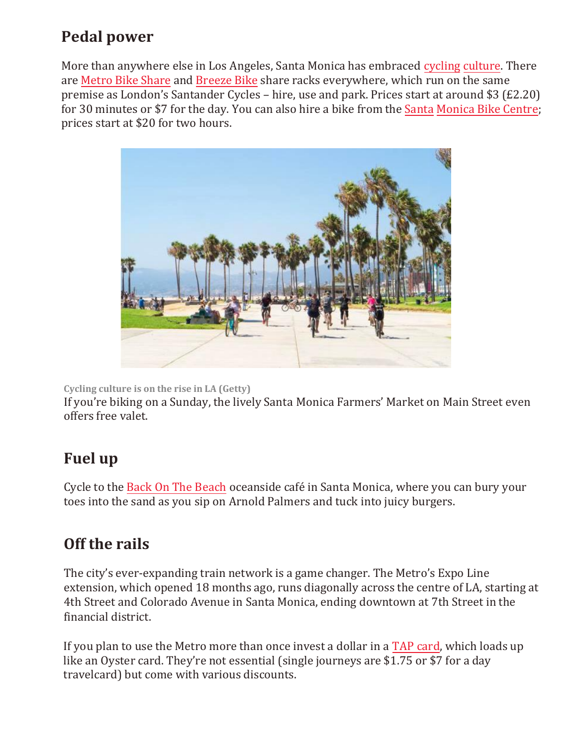## Pedal power

More than anywhere else in Los Angeles, Santa Monica has embraced cycling culture. There are Metro Bike Share and Breeze Bike share racks everywhere, which run on the same premise as London's Santander Cycles – hire, use and park. Prices start at around $3 (£2.20) for 30 minutes or $7 for the day. You can also hire a bike from the Santa Monica Bike Centre; prices start at $20 for two hours.

Cycling culture is on the rise in LA (Getty)

If you're biking on a Sunday, the lively Santa Monica Farmers' Market on Main Street even offers free valet.

## Fuel up

Cycle to the Back On The Beach oceanside café in Santa Monica, where you can bury your toes into the sand as you sip on Arnold Palmers and tuck into juicy burgers.

## Off the rails

The city's ever-expanding train network is a game changer. The Metro's Expo Line extension, which opened 18 months ago, runs diagonally across the centre of LA, starting at 4th Street and Colorado Avenue in Santa Monica, ending downtown at 7th Street in the financial district.

If you plan to use the Metro more than once invest a dollar in a TAP card, which loads up like an Oyster card. They're not essential (single journeys are $1.75 or $7 for a day travelcard) but come with various discounts.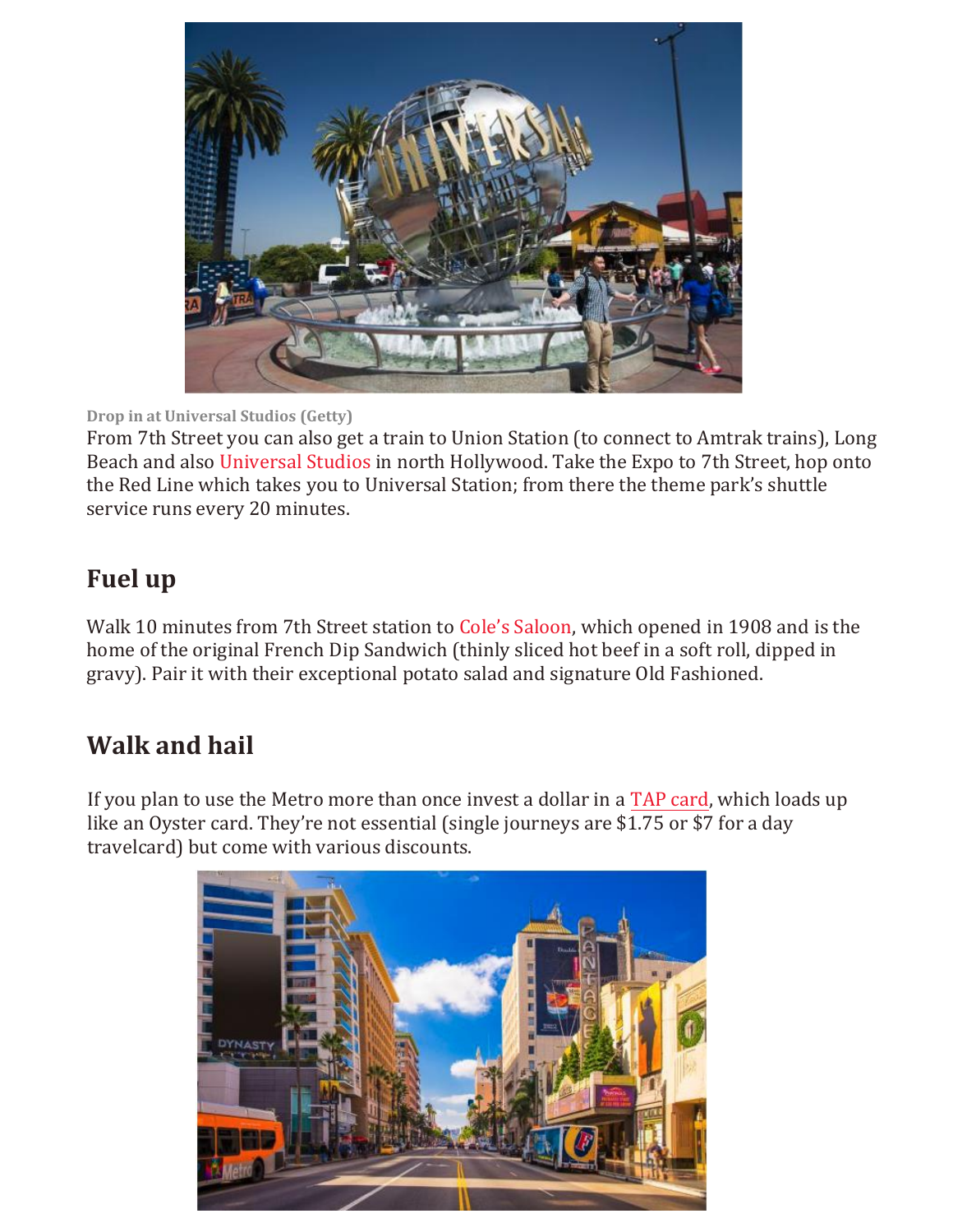Drop in at Universal Studios (Getty)

From 7th Street you can also get a train to Union Station (to connect to Amtrak trains), Long Beach and also Universal Studios in north Hollywood. Take the Expo to 7th Street, hop onto the Red Line which takes you to Universal Station; from there the theme park's shuttle service runs every 20 minutes.

## Fuel up

Walk 10 minutes from 7th Street station to Cole's Saloon, which opened in 1908 and is the home of the original French Dip Sandwich (thinly sliced hot beef in a soft roll, dipped in gravy). Pair it with their exceptional potato salad and signature Old Fashioned.

## Walk and hail

If you plan to use the Metro more than once invest a dollar in a TAP card, which loads up like an Oyster card. They're not essential (single journeys are $1.75 or $7 for a day travelcard) but come with various discounts.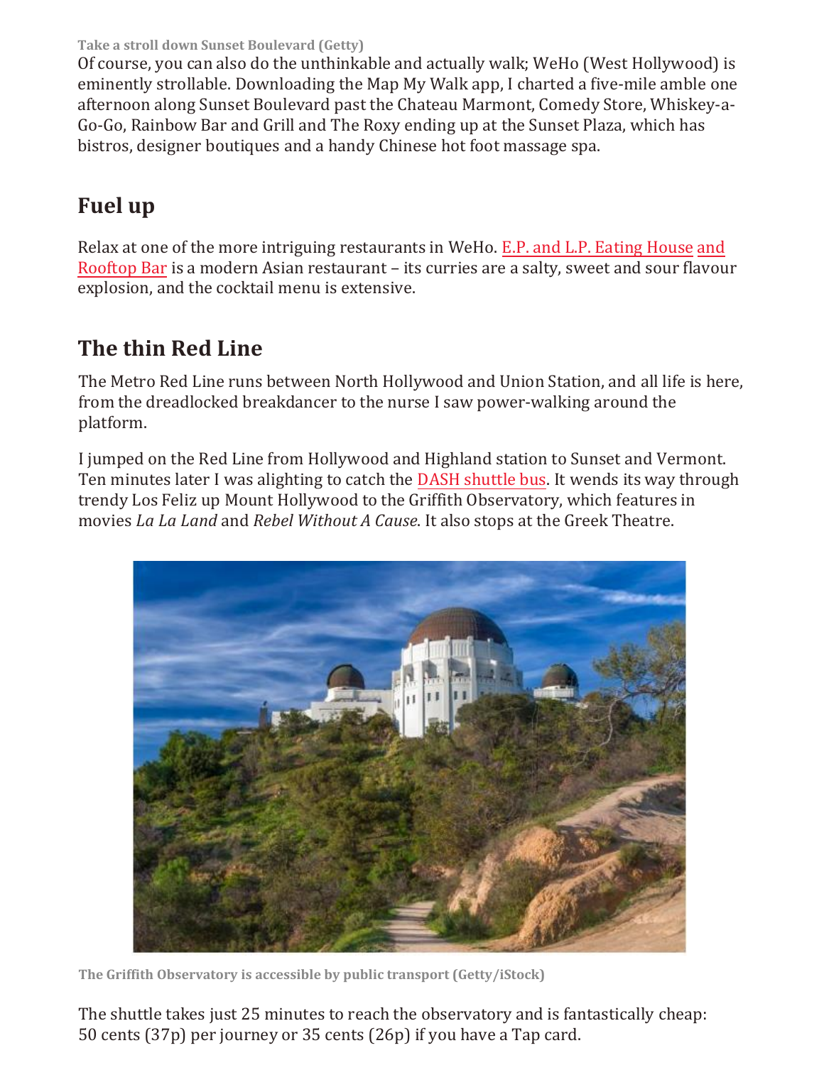Take a stroll down Sunset Boulevard (Getty)

Of course, you can also do the unthinkable and actually walk; WeHo (West Hollywood) is eminently strollable. Downloading the Map My Walk app, I charted a five-mile amble one afternoon along Sunset Boulevard past the Chateau Marmont, Comedy Store, Whiskey-a-Go-Go, Rainbow Bar and Grill and The Roxy ending up at the Sunset Plaza, which has bistros, designer boutiques and a handy Chinese hot foot massage spa.

## Fuel up

Relax at one of the more intriguing restaurants in WeHo. E.P. and L.P. Eating House and Rooftop Bar is a modern Asian restaurant – its curries are a salty, sweet and sour flavour explosion, and the cocktail menu is extensive.

## The thin Red Line

The Metro Red Line runs between North Hollywood and Union Station, and all life is here, from the dreadlocked breakdancer to the nurse I saw power-walking around the platform.

I jumped on the Red Line from Hollywood and Highland station to Sunset and Vermont. Ten minutes later I was alighting to catch the DASH shuttle bus. It wends its way through trendy Los Feliz up Mount Hollywood to the Griffith Observatory, which features in movies *La La Land* and *Rebel Without A Cause*. It also stops at the Greek Theatre.

The Griffith Observatory is accessible by public transport (Getty/iStock)

The shuttle takes just 25 minutes to reach the observatory and is fantastically cheap: 50 cents (37p) per journey or 35 cents (26p) if you have a Tap card.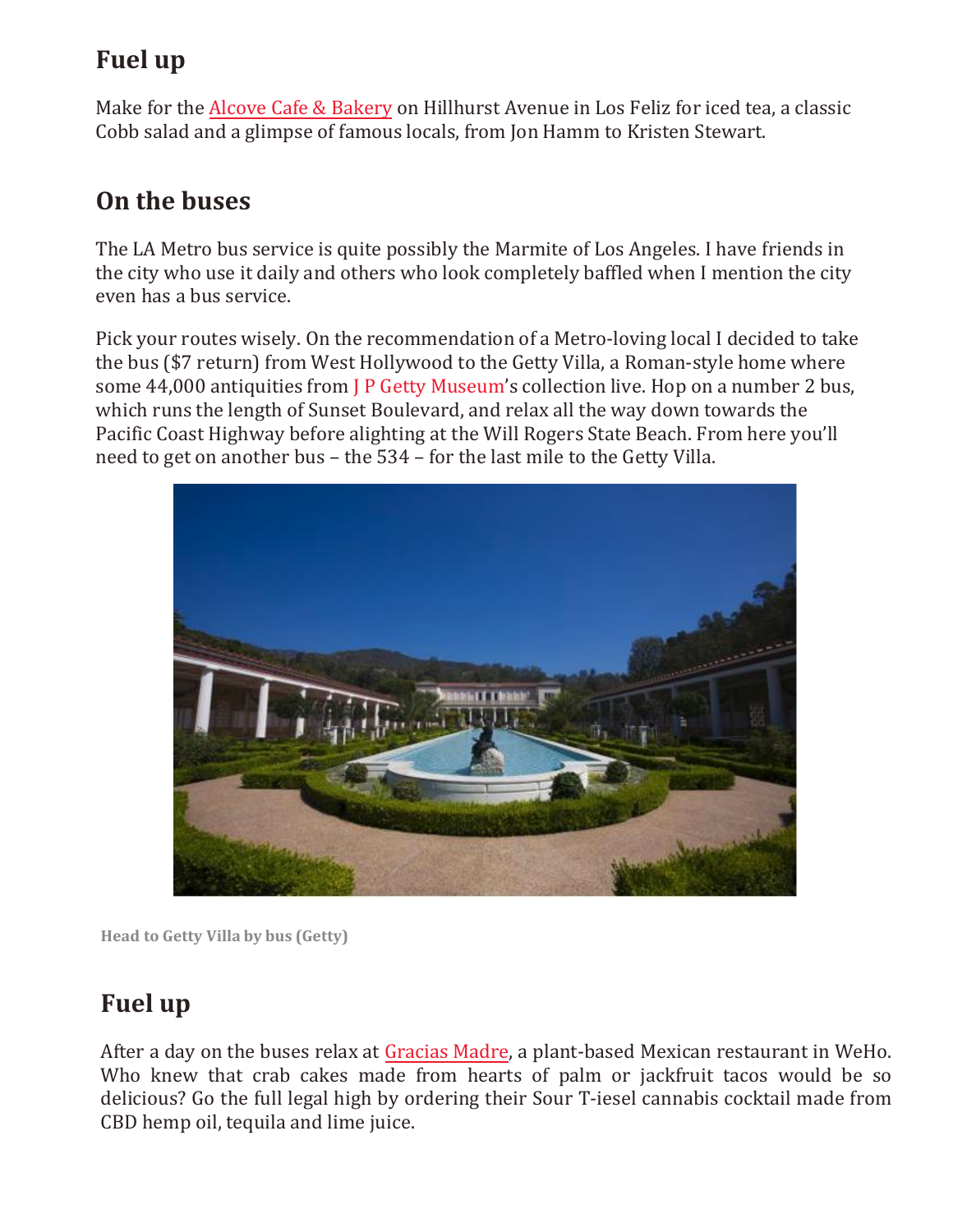## Fuel up

Make for the Alcove Cafe & Bakery on Hillhurst Avenue in Los Feliz for iced tea, a classic Cobb salad and a glimpse of famous locals, from Jon Hamm to Kristen Stewart.

## On the buses

The LA Metro bus service is quite possibly the Marmite of Los Angeles. I have friends in the city who use it daily and others who look completely baffled when I mention the city even has a bus service.

Pick your routes wisely. On the recommendation of a Metro-loving local I decided to take the bus ($7 return) from West Hollywood to the Getty Villa, a Roman-style home where some 44,000 antiquities from J P Getty Museum's collection live. Hop on a number 2 bus, which runs the length of Sunset Boulevard, and relax all the way down towards the Pacific Coast Highway before alighting at the Will Rogers State Beach. From here you'll need to get on another bus – the 534 – for the last mile to the Getty Villa.

Head to Getty Villa by bus (Getty)

## Fuel up

After a day on the buses relax at Gracias Madre, a plant-based Mexican restaurant in WeHo. Who knew that crab cakes made from hearts of palm or jackfruit tacos would be so delicious? Go the full legal high by ordering their Sour T-iesel cannabis cocktail made from CBD hemp oil, tequila and lime juice.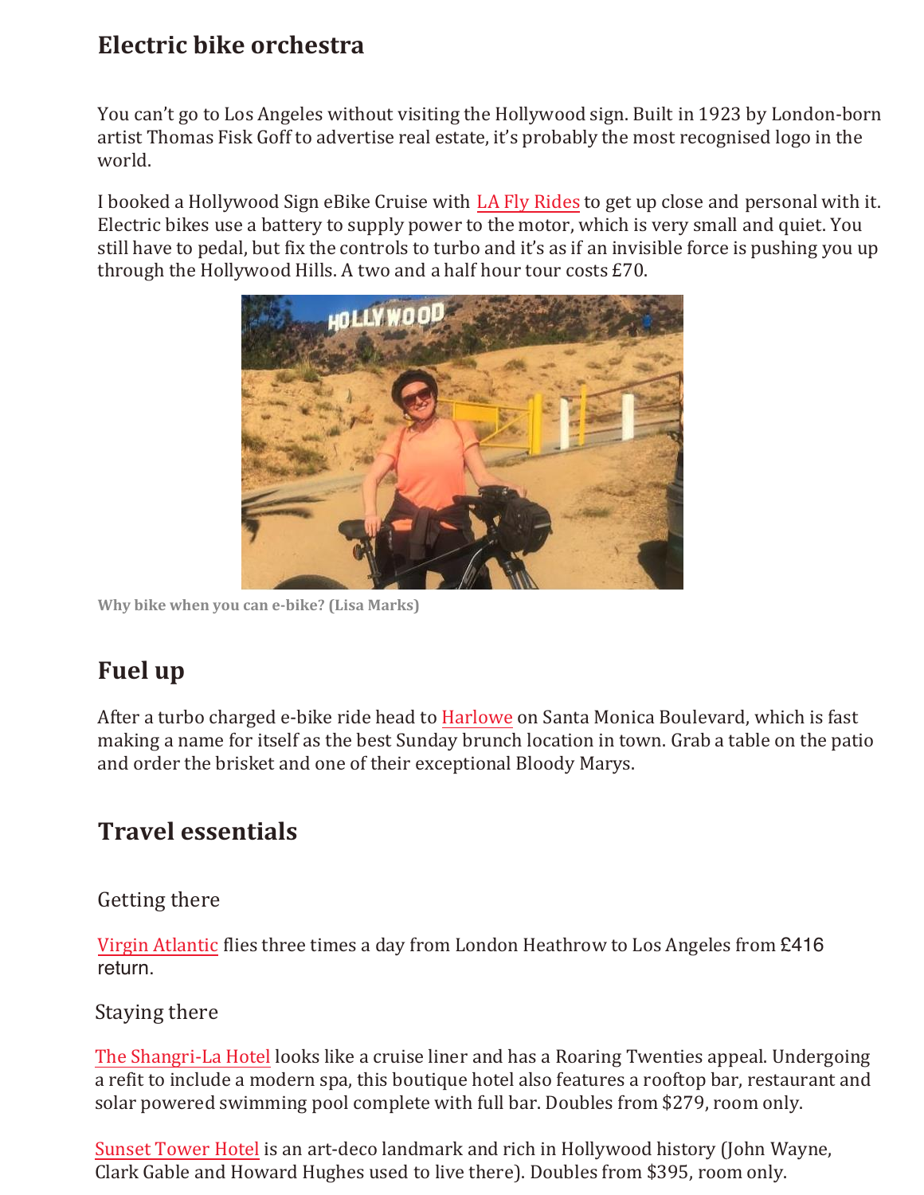## Electric bike orchestra

You can't go to Los Angeles without visiting the Hollywood sign. Built in 1923 by London-born artist Thomas Fisk Goff to advertise real estate, it's probably the most recognised logo in the world.

I booked a Hollywood Sign eBike Cruise with LA Fly Rides to get up close and personal with it. Electric bikes use a battery to supply power to the motor, which is very small and quiet. You still have to pedal, but fix the controls to turbo and it's as if an invisible force is pushing you up through the Hollywood Hills. A two and a half hour tour costs £70.

**Why bike when you can e-bike? (Lisa Marks)**

## Fuel up

After a turbo charged e-bike ride head to Harlowe on Santa Monica Boulevard, which is fast making a name for itself as the best Sunday brunch location in town. Grab a table on the patio and order the brisket and one of their exceptional Bloody Marys.

## Travel essentials

### Getting there

Virgin Atlantic flies three times a day from London Heathrow to Los Angeles from £416 return.

### Staying there

The Shangri-La Hotel looks like a cruise liner and has a Roaring Twenties appeal. Undergoing a refit to include a modern spa, this boutique hotel also features a rooftop bar, restaurant and solar powered swimming pool complete with full bar. Doubles from $279, room only.

Sunset Tower Hotel is an art-deco landmark and rich in Hollywood history (John Wayne, Clark Gable and Howard Hughes used to live there). Doubles from $395, room only.